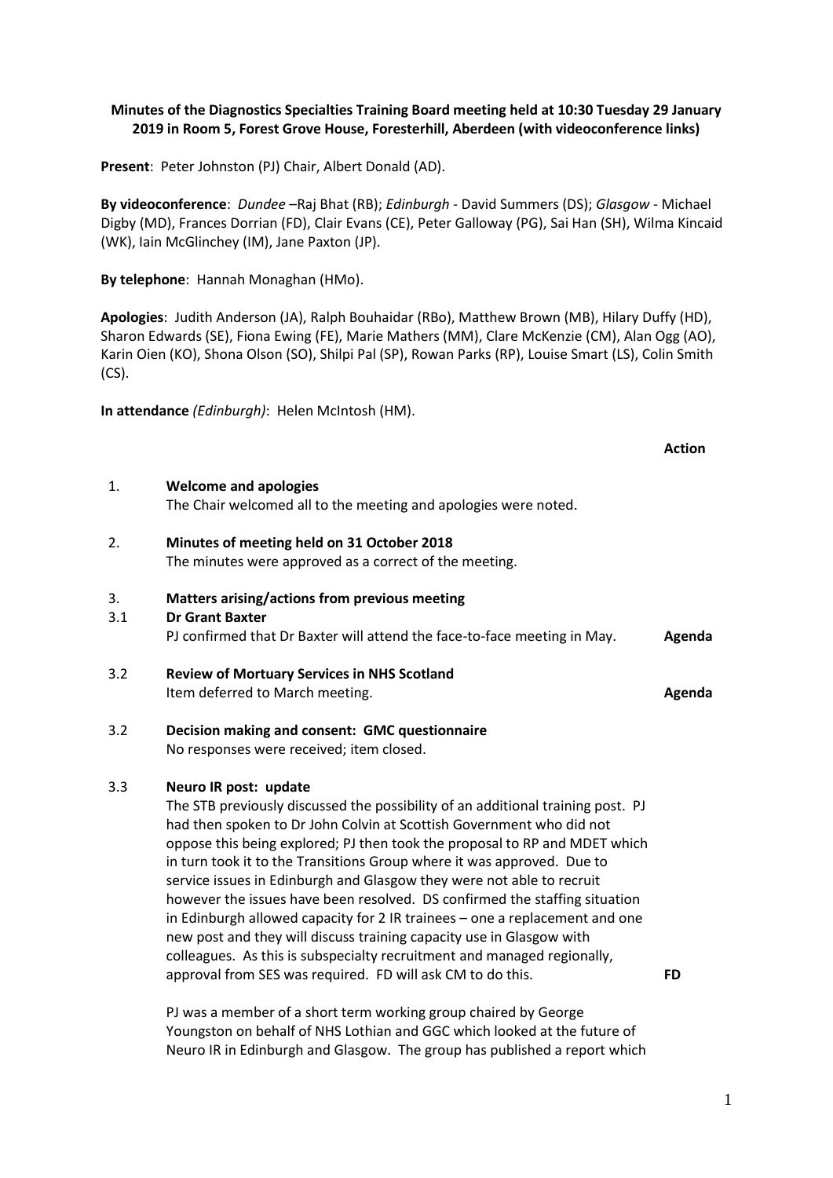**Minutes of the Diagnostics Specialties Training Board meeting held at 10:30 Tuesday 29 January 2019 in Room 5, Forest Grove House, Foresterhill, Aberdeen (with videoconference links)**

**Present**: Peter Johnston (PJ) Chair, Albert Donald (AD).

**By videoconference**: *Dundee* –Raj Bhat (RB); *Edinburgh* - David Summers (DS); *Glasgow* - Michael Digby (MD), Frances Dorrian (FD), Clair Evans (CE), Peter Galloway (PG), Sai Han (SH), Wilma Kincaid (WK), Iain McGlinchey (IM), Jane Paxton (JP).

**By telephone**: Hannah Monaghan (HMo).

**Apologies**: Judith Anderson (JA), Ralph Bouhaidar (RBo), Matthew Brown (MB), Hilary Duffy (HD), Sharon Edwards (SE), Fiona Ewing (FE), Marie Mathers (MM), Clare McKenzie (CM), Alan Ogg (AO), Karin Oien (KO), Shona Olson (SO), Shilpi Pal (SP), Rowan Parks (RP), Louise Smart (LS), Colin Smith (CS).

**In attendance** *(Edinburgh)*: Helen McIntosh (HM).

| | | **Action** |
|---|---|---|
| 1. | **Welcome and apologies**<br>The Chair welcomed all to the meeting and apologies were noted. | |
| 2. | **Minutes of meeting held on 31 October 2018**<br>The minutes were approved as a correct of the meeting. | |
| 3. | **Matters arising/actions from previous meeting** | |
| 3.1 | **Dr Grant Baxter**<br>PJ confirmed that Dr Baxter will attend the face-to-face meeting in May. | **Agenda** |
| 3.2 | **Review of Mortuary Services in NHS Scotland**<br>Item deferred to March meeting. | **Agenda** |
| 3.2 | **Decision making and consent: GMC questionnaire**<br>No responses were received; item closed. | |
| 3.3 | **Neuro IR post: update**<br>The STB previously discussed the possibility of an additional training post. PJ had then spoken to Dr John Colvin at Scottish Government who did not oppose this being explored; PJ then took the proposal to RP and MDET which in turn took it to the Transitions Group where it was approved. Due to service issues in Edinburgh and Glasgow they were not able to recruit however the issues have been resolved. DS confirmed the staffing situation in Edinburgh allowed capacity for 2 IR trainees – one a replacement and one new post and they will discuss training capacity use in Glasgow with colleagues. As this is subspecialty recruitment and managed regionally, approval from SES was required. FD will ask CM to do this. | **FD** |
| | PJ was a member of a short term working group chaired by George Youngston on behalf of NHS Lothian and GGC which looked at the future of Neuro IR in Edinburgh and Glasgow. The group has published a report which | |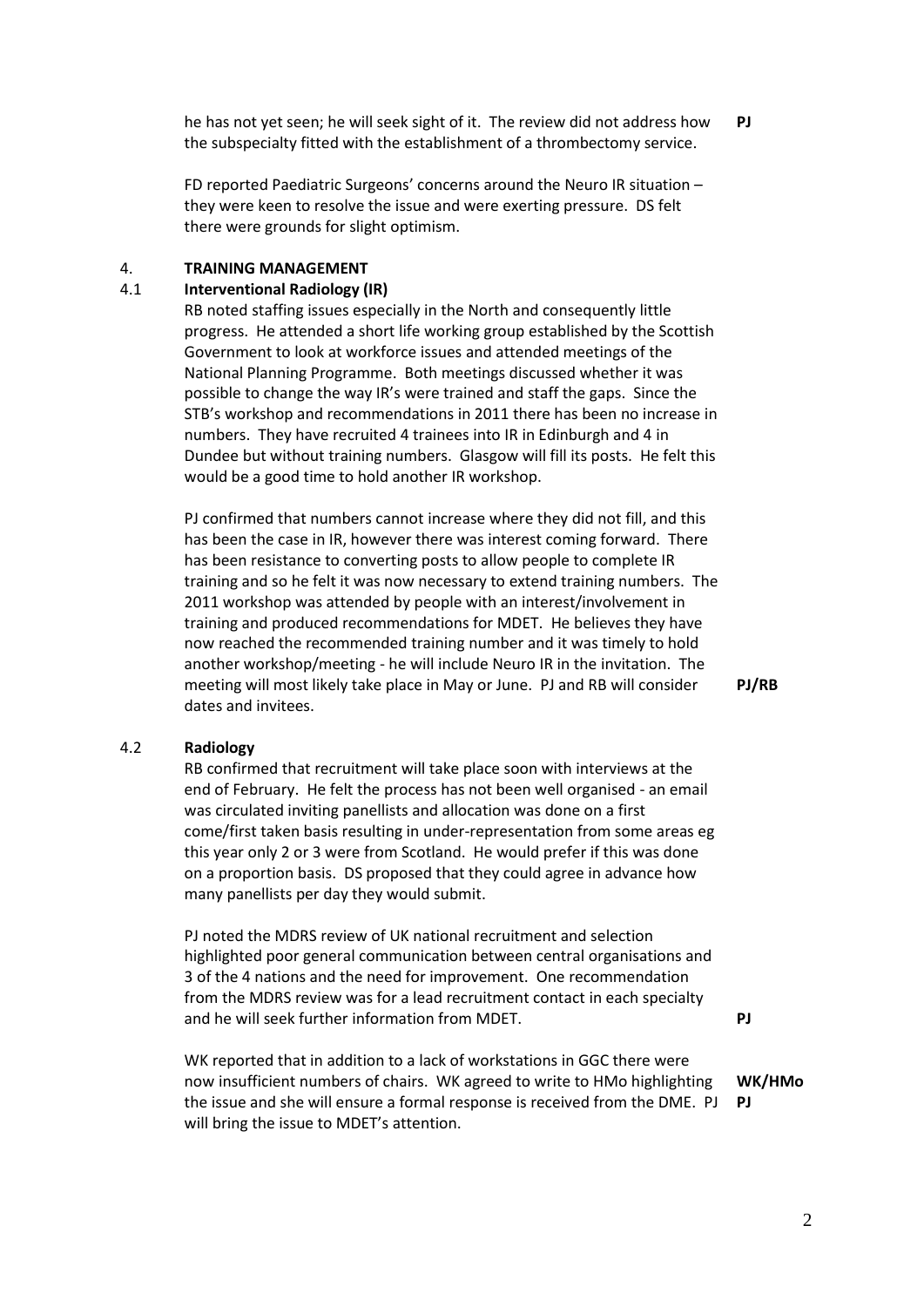he has not yet seen; he will seek sight of it. The review did not address how the subspecialty fitted with the establishment of a thrombectomy service. **PJ**

FD reported Paediatric Surgeons' concerns around the Neuro IR situation – they were keen to resolve the issue and were exerting pressure. DS felt there were grounds for slight optimism.

## 4. TRAINING MANAGEMENT

### 4.1 Interventional Radiology (IR)

RB noted staffing issues especially in the North and consequently little progress. He attended a short life working group established by the Scottish Government to look at workforce issues and attended meetings of the National Planning Programme. Both meetings discussed whether it was possible to change the way IR's were trained and staff the gaps. Since the STB's workshop and recommendations in 2011 there has been no increase in numbers. They have recruited 4 trainees into IR in Edinburgh and 4 in Dundee but without training numbers. Glasgow will fill its posts. He felt this would be a good time to hold another IR workshop.

PJ confirmed that numbers cannot increase where they did not fill, and this has been the case in IR, however there was interest coming forward. There has been resistance to converting posts to allow people to complete IR training and so he felt it was now necessary to extend training numbers. The 2011 workshop was attended by people with an interest/involvement in training and produced recommendations for MDET. He believes they have now reached the recommended training number and it was timely to hold another workshop/meeting - he will include Neuro IR in the invitation. The meeting will most likely take place in May or June. PJ and RB will consider dates and invitees. **PJ/RB**

### 4.2 Radiology

RB confirmed that recruitment will take place soon with interviews at the end of February. He felt the process has not been well organised - an email was circulated inviting panellists and allocation was done on a first come/first taken basis resulting in under-representation from some areas eg this year only 2 or 3 were from Scotland. He would prefer if this was done on a proportion basis. DS proposed that they could agree in advance how many panellists per day they would submit.

PJ noted the MDRS review of UK national recruitment and selection highlighted poor general communication between central organisations and 3 of the 4 nations and the need for improvement. One recommendation from the MDRS review was for a lead recruitment contact in each specialty and he will seek further information from MDET. **PJ**

WK reported that in addition to a lack of workstations in GGC there were now insufficient numbers of chairs. WK agreed to write to HMo highlighting the issue and she will ensure a formal response is received from the DME. PJ will bring the issue to MDET's attention. **WK/HMo** **PJ**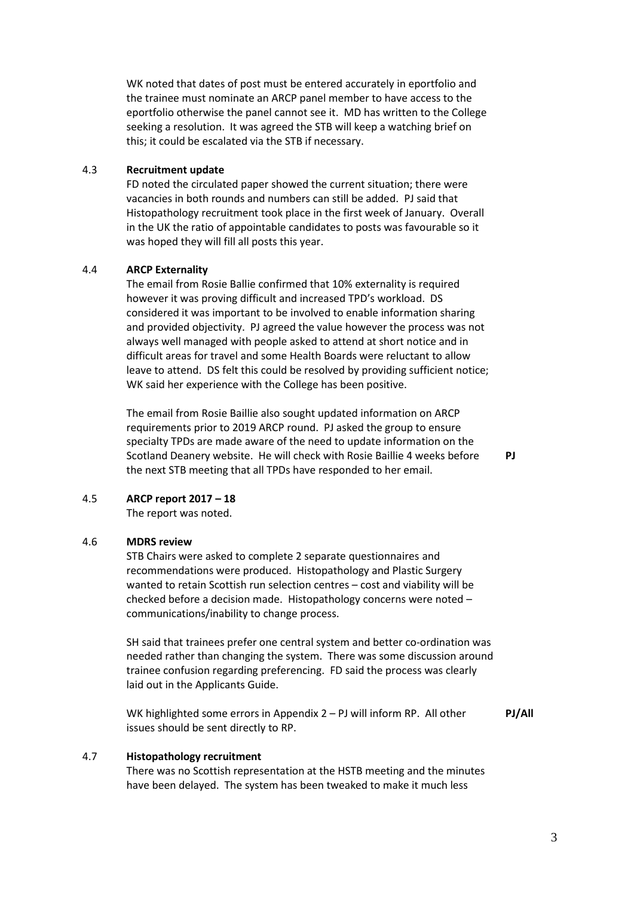WK noted that dates of post must be entered accurately in eportfolio and the trainee must nominate an ARCP panel member to have access to the eportfolio otherwise the panel cannot see it. MD has written to the College seeking a resolution. It was agreed the STB will keep a watching brief on this; it could be escalated via the STB if necessary.

4.3 **Recruitment update**

FD noted the circulated paper showed the current situation; there were vacancies in both rounds and numbers can still be added. PJ said that Histopathology recruitment took place in the first week of January. Overall in the UK the ratio of appointable candidates to posts was favourable so it was hoped they will fill all posts this year.

4.4 **ARCP Externality**

The email from Rosie Ballie confirmed that 10% externality is required however it was proving difficult and increased TPD's workload. DS considered it was important to be involved to enable information sharing and provided objectivity. PJ agreed the value however the process was not always well managed with people asked to attend at short notice and in difficult areas for travel and some Health Boards were reluctant to allow leave to attend. DS felt this could be resolved by providing sufficient notice; WK said her experience with the College has been positive.

The email from Rosie Baillie also sought updated information on ARCP requirements prior to 2019 ARCP round. PJ asked the group to ensure specialty TPDs are made aware of the need to update information on the Scotland Deanery website. He will check with Rosie Baillie 4 weeks before the next STB meeting that all TPDs have responded to her email. **PJ**

4.5 **ARCP report 2017 – 18**

The report was noted.

4.6 **MDRS review**

STB Chairs were asked to complete 2 separate questionnaires and recommendations were produced. Histopathology and Plastic Surgery wanted to retain Scottish run selection centres – cost and viability will be checked before a decision made. Histopathology concerns were noted – communications/inability to change process.

SH said that trainees prefer one central system and better co-ordination was needed rather than changing the system. There was some discussion around trainee confusion regarding preferencing. FD said the process was clearly laid out in the Applicants Guide.

WK highlighted some errors in Appendix 2 – PJ will inform RP. All other issues should be sent directly to RP. **PJ/All**

4.7 **Histopathology recruitment**

There was no Scottish representation at the HSTB meeting and the minutes have been delayed. The system has been tweaked to make it much less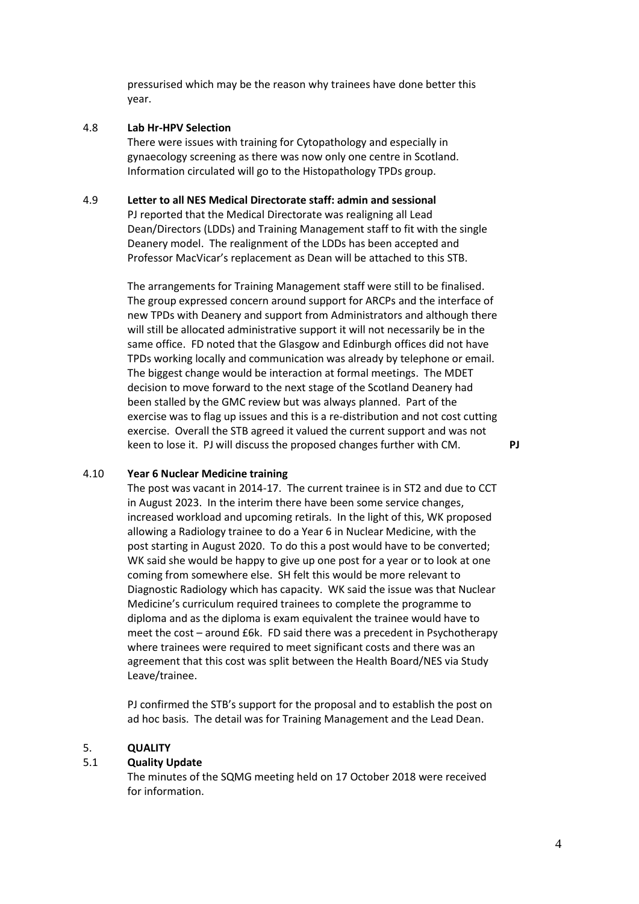pressurised which may be the reason why trainees have done better this year.

**4.8 Lab Hr-HPV Selection**

There were issues with training for Cytopathology and especially in gynaecology screening as there was now only one centre in Scotland. Information circulated will go to the Histopathology TPDs group.

**4.9 Letter to all NES Medical Directorate staff: admin and sessional**

PJ reported that the Medical Directorate was realigning all Lead Dean/Directors (LDDs) and Training Management staff to fit with the single Deanery model. The realignment of the LDDs has been accepted and Professor MacVicar's replacement as Dean will be attached to this STB.

The arrangements for Training Management staff were still to be finalised. The group expressed concern around support for ARCPs and the interface of new TPDs with Deanery and support from Administrators and although there will still be allocated administrative support it will not necessarily be in the same office. FD noted that the Glasgow and Edinburgh offices did not have TPDs working locally and communication was already by telephone or email. The biggest change would be interaction at formal meetings. The MDET decision to move forward to the next stage of the Scotland Deanery had been stalled by the GMC review but was always planned. Part of the exercise was to flag up issues and this is a re-distribution and not cost cutting exercise. Overall the STB agreed it valued the current support and was not keen to lose it. PJ will discuss the proposed changes further with CM. **PJ**

**4.10 Year 6 Nuclear Medicine training**

The post was vacant in 2014-17. The current trainee is in ST2 and due to CCT in August 2023. In the interim there have been some service changes, increased workload and upcoming retirals. In the light of this, WK proposed allowing a Radiology trainee to do a Year 6 in Nuclear Medicine, with the post starting in August 2020. To do this a post would have to be converted; WK said she would be happy to give up one post for a year or to look at one coming from somewhere else. SH felt this would be more relevant to Diagnostic Radiology which has capacity. WK said the issue was that Nuclear Medicine's curriculum required trainees to complete the programme to diploma and as the diploma is exam equivalent the trainee would have to meet the cost – around £6k. FD said there was a precedent in Psychotherapy where trainees were required to meet significant costs and there was an agreement that this cost was split between the Health Board/NES via Study Leave/trainee.

PJ confirmed the STB's support for the proposal and to establish the post on ad hoc basis. The detail was for Training Management and the Lead Dean.

## 5. QUALITY

**5.1 Quality Update**

The minutes of the SQMG meeting held on 17 October 2018 were received for information.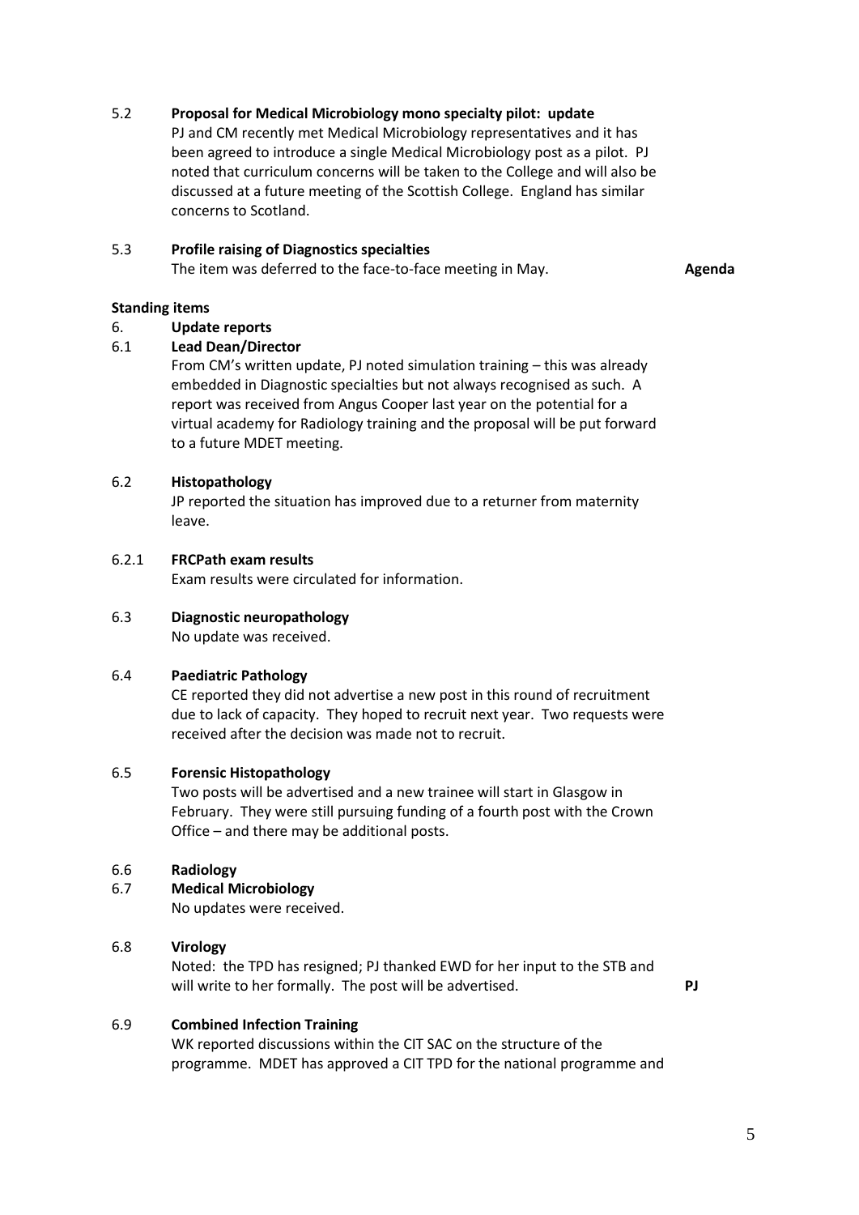5.2 **Proposal for Medical Microbiology mono specialty pilot: update**

PJ and CM recently met Medical Microbiology representatives and it has been agreed to introduce a single Medical Microbiology post as a pilot. PJ noted that curriculum concerns will be taken to the College and will also be discussed at a future meeting of the Scottish College. England has similar concerns to Scotland.

5.3 **Profile raising of Diagnostics specialties**

The item was deferred to the face-to-face meeting in May. **Agenda**

**Standing items**

6. **Update reports**

6.1 **Lead Dean/Director**

From CM's written update, PJ noted simulation training – this was already embedded in Diagnostic specialties but not always recognised as such. A report was received from Angus Cooper last year on the potential for a virtual academy for Radiology training and the proposal will be put forward to a future MDET meeting.

6.2 **Histopathology**

JP reported the situation has improved due to a returner from maternity leave.

6.2.1 **FRCPath exam results**

Exam results were circulated for information.

6.3 **Diagnostic neuropathology**

No update was received.

6.4 **Paediatric Pathology**

CE reported they did not advertise a new post in this round of recruitment due to lack of capacity. They hoped to recruit next year. Two requests were received after the decision was made not to recruit.

6.5 **Forensic Histopathology**

Two posts will be advertised and a new trainee will start in Glasgow in February. They were still pursuing funding of a fourth post with the Crown Office – and there may be additional posts.

6.6 **Radiology**

6.7 **Medical Microbiology**

No updates were received.

6.8 **Virology**

Noted: the TPD has resigned; PJ thanked EWD for her input to the STB and will write to her formally. The post will be advertised. **PJ**

6.9 **Combined Infection Training**

WK reported discussions within the CIT SAC on the structure of the programme. MDET has approved a CIT TPD for the national programme and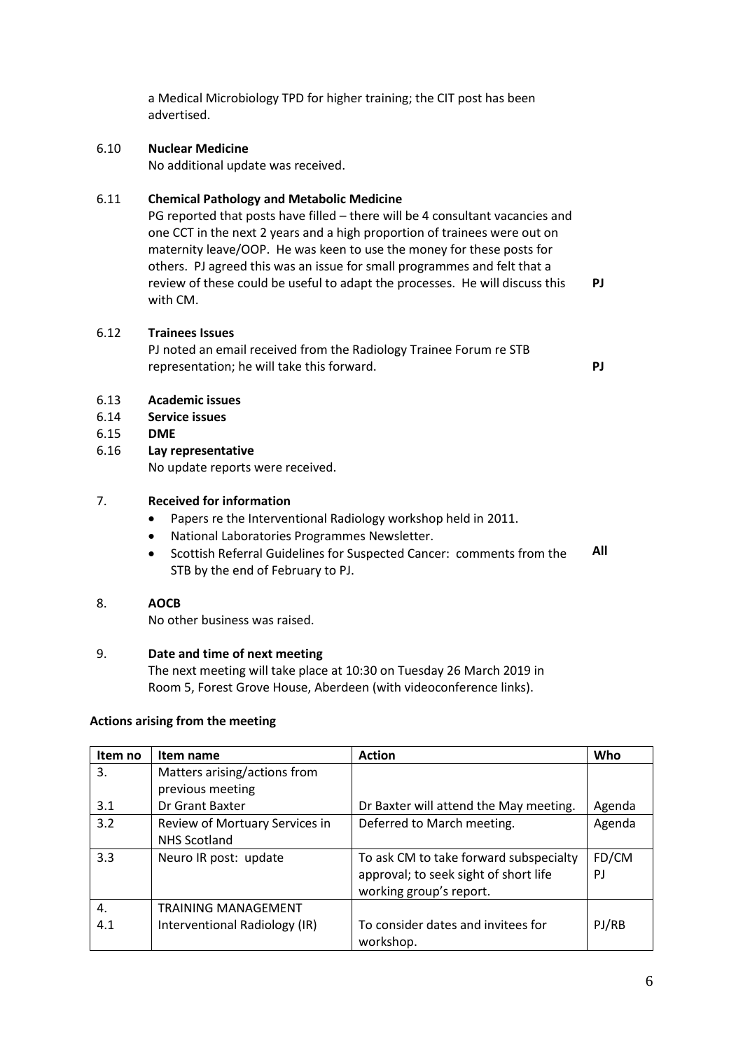a Medical Microbiology TPD for higher training; the CIT post has been advertised.

6.10 **Nuclear Medicine**
No additional update was received.

6.11 **Chemical Pathology and Metabolic Medicine**
PG reported that posts have filled – there will be 4 consultant vacancies and one CCT in the next 2 years and a high proportion of trainees were out on maternity leave/OOP. He was keen to use the money for these posts for others. PJ agreed this was an issue for small programmes and felt that a review of these could be useful to adapt the processes. He will discuss this with CM. **PJ**

6.12 **Trainees Issues**
PJ noted an email received from the Radiology Trainee Forum re STB representation; he will take this forward. **PJ**

6.13 **Academic issues**
6.14 **Service issues**
6.15 **DME**
6.16 **Lay representative**
No update reports were received.

7. **Received for information**

- Papers re the Interventional Radiology workshop held in 2011.
- National Laboratories Programmes Newsletter.
- Scottish Referral Guidelines for Suspected Cancer: comments from the STB by the end of February to PJ. **All**

8. **AOCB**
No other business was raised.

9. **Date and time of next meeting**
The next meeting will take place at 10:30 on Tuesday 26 March 2019 in Room 5, Forest Grove House, Aberdeen (with videoconference links).

**Actions arising from the meeting**

| Item no | Item name | Action | Who |
|---|---|---|---|
| 3. | Matters arising/actions from previous meeting | | |
| 3.1 | Dr Grant Baxter | Dr Baxter will attend the May meeting. | Agenda |
| 3.2 | Review of Mortuary Services in NHS Scotland | Deferred to March meeting. | Agenda |
| 3.3 | Neuro IR post: update | To ask CM to take forward subspecialty approval; to seek sight of short life working group's report. | FD/CM PJ |
| 4. | TRAINING MANAGEMENT | | |
| 4.1 | Interventional Radiology (IR) | To consider dates and invitees for workshop. | PJ/RB |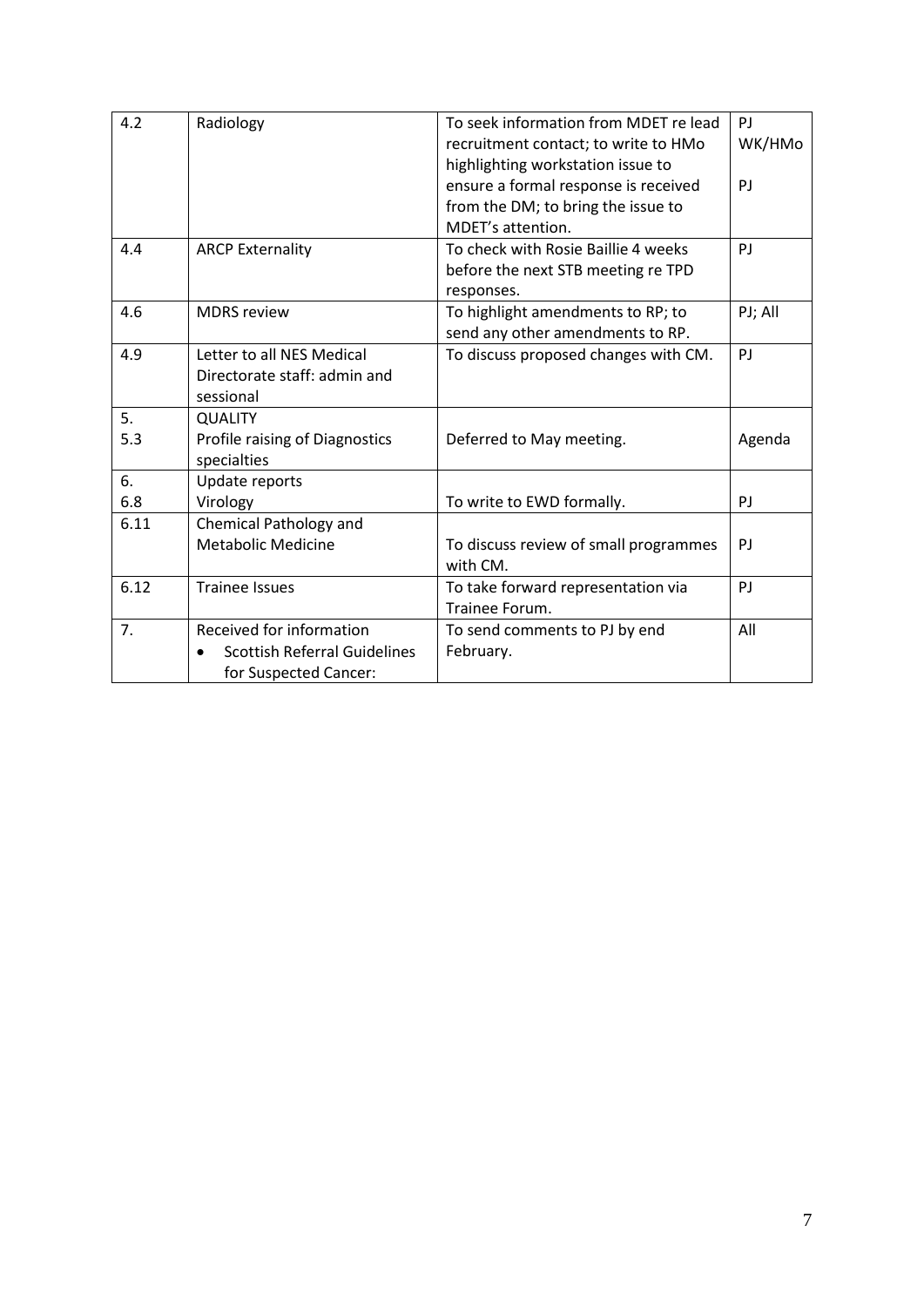| | | | |
|---|---|---|---|
| 4.2 | Radiology | To seek information from MDET re lead recruitment contact; to write to HMo highlighting workstation issue to ensure a formal response is received from the DM; to bring the issue to MDET's attention. | PJ<br>WK/HMo<br><br>PJ |
| 4.4 | ARCP Externality | To check with Rosie Baillie 4 weeks before the next STB meeting re TPD responses. | PJ |
| 4.6 | MDRS review | To highlight amendments to RP; to send any other amendments to RP. | PJ; All |
| 4.9 | Letter to all NES Medical Directorate staff: admin and sessional | To discuss proposed changes with CM. | PJ |
| 5.<br>5.3 | QUALITY<br>Profile raising of Diagnostics specialties | Deferred to May meeting. | Agenda |
| 6.<br>6.8 | Update reports<br>Virology | To write to EWD formally. | PJ |
| 6.11 | Chemical Pathology and Metabolic Medicine | To discuss review of small programmes with CM. | PJ |
| 6.12 | Trainee Issues | To take forward representation via Trainee Forum. | PJ |
| 7. | Received for information<br>• Scottish Referral Guidelines for Suspected Cancer: | To send comments to PJ by end February. | All |